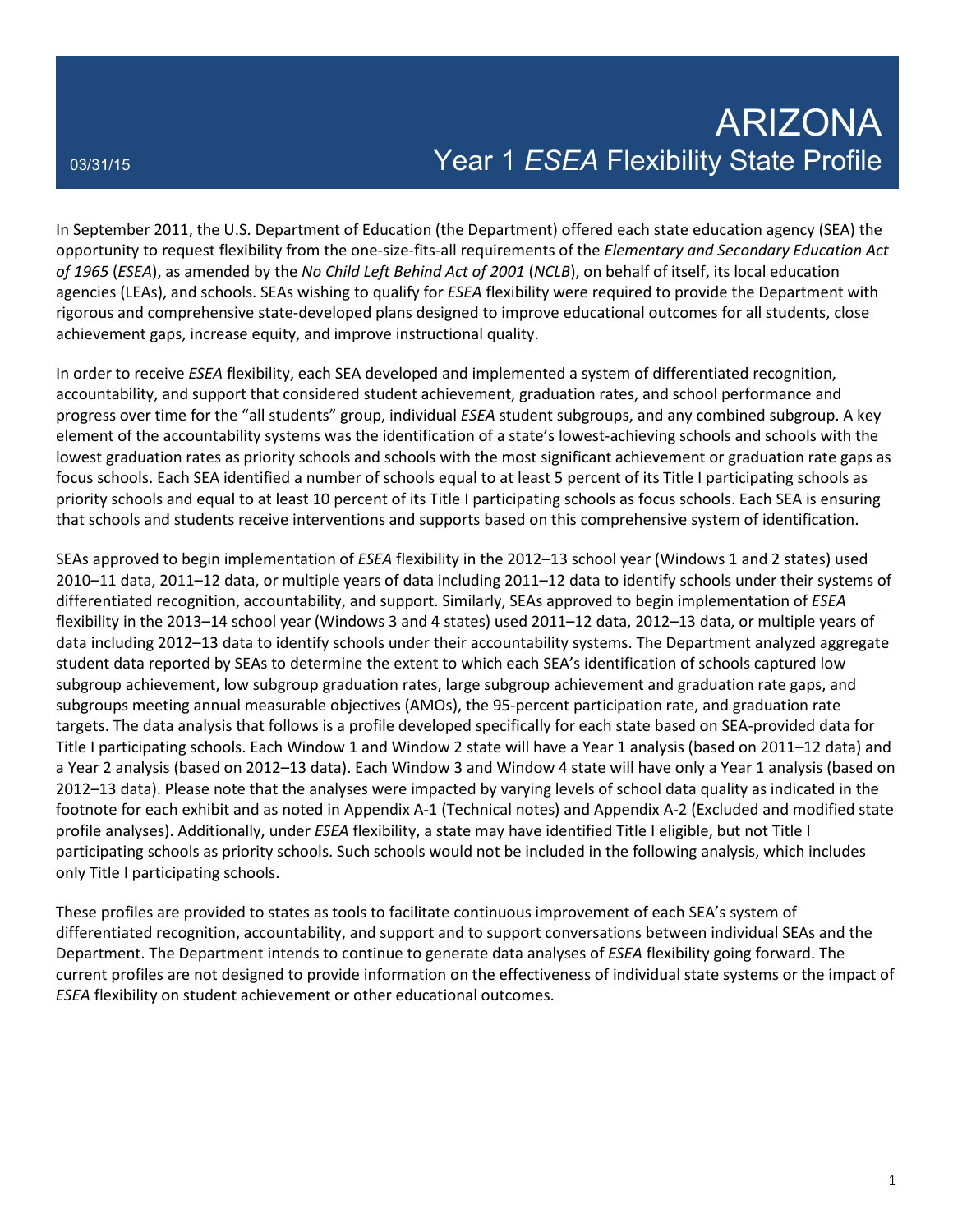03/31/15

# ARIZONA
## Year 1 *ESEA* Flexibility State Profile

In September 2011, the U.S. Department of Education (the Department) offered each state education agency (SEA) the opportunity to request flexibility from the one-size-fits-all requirements of the *Elementary and Secondary Education Act of 1965* (*ESEA*), as amended by the *No Child Left Behind Act of 2001* (*NCLB*), on behalf of itself, its local education agencies (LEAs), and schools. SEAs wishing to qualify for *ESEA* flexibility were required to provide the Department with rigorous and comprehensive state-developed plans designed to improve educational outcomes for all students, close achievement gaps, increase equity, and improve instructional quality.

In order to receive *ESEA* flexibility, each SEA developed and implemented a system of differentiated recognition, accountability, and support that considered student achievement, graduation rates, and school performance and progress over time for the "all students" group, individual *ESEA* student subgroups, and any combined subgroup. A key element of the accountability systems was the identification of a state's lowest-achieving schools and schools with the lowest graduation rates as priority schools and schools with the most significant achievement or graduation rate gaps as focus schools. Each SEA identified a number of schools equal to at least 5 percent of its Title I participating schools as priority schools and equal to at least 10 percent of its Title I participating schools as focus schools. Each SEA is ensuring that schools and students receive interventions and supports based on this comprehensive system of identification.

SEAs approved to begin implementation of *ESEA* flexibility in the 2012–13 school year (Windows 1 and 2 states) used 2010–11 data, 2011–12 data, or multiple years of data including 2011–12 data to identify schools under their systems of differentiated recognition, accountability, and support. Similarly, SEAs approved to begin implementation of *ESEA* flexibility in the 2013–14 school year (Windows 3 and 4 states) used 2011–12 data, 2012–13 data, or multiple years of data including 2012–13 data to identify schools under their accountability systems. The Department analyzed aggregate student data reported by SEAs to determine the extent to which each SEA's identification of schools captured low subgroup achievement, low subgroup graduation rates, large subgroup achievement and graduation rate gaps, and subgroups meeting annual measurable objectives (AMOs), the 95-percent participation rate, and graduation rate targets. The data analysis that follows is a profile developed specifically for each state based on SEA-provided data for Title I participating schools. Each Window 1 and Window 2 state will have a Year 1 analysis (based on 2011–12 data) and a Year 2 analysis (based on 2012–13 data). Each Window 3 and Window 4 state will have only a Year 1 analysis (based on 2012–13 data). Please note that the analyses were impacted by varying levels of school data quality as indicated in the footnote for each exhibit and as noted in Appendix A-1 (Technical notes) and Appendix A-2 (Excluded and modified state profile analyses). Additionally, under *ESEA* flexibility, a state may have identified Title I eligible, but not Title I participating schools as priority schools. Such schools would not be included in the following analysis, which includes only Title I participating schools.

These profiles are provided to states as tools to facilitate continuous improvement of each SEA's system of differentiated recognition, accountability, and support and to support conversations between individual SEAs and the Department. The Department intends to continue to generate data analyses of *ESEA* flexibility going forward. The current profiles are not designed to provide information on the effectiveness of individual state systems or the impact of *ESEA* flexibility on student achievement or other educational outcomes.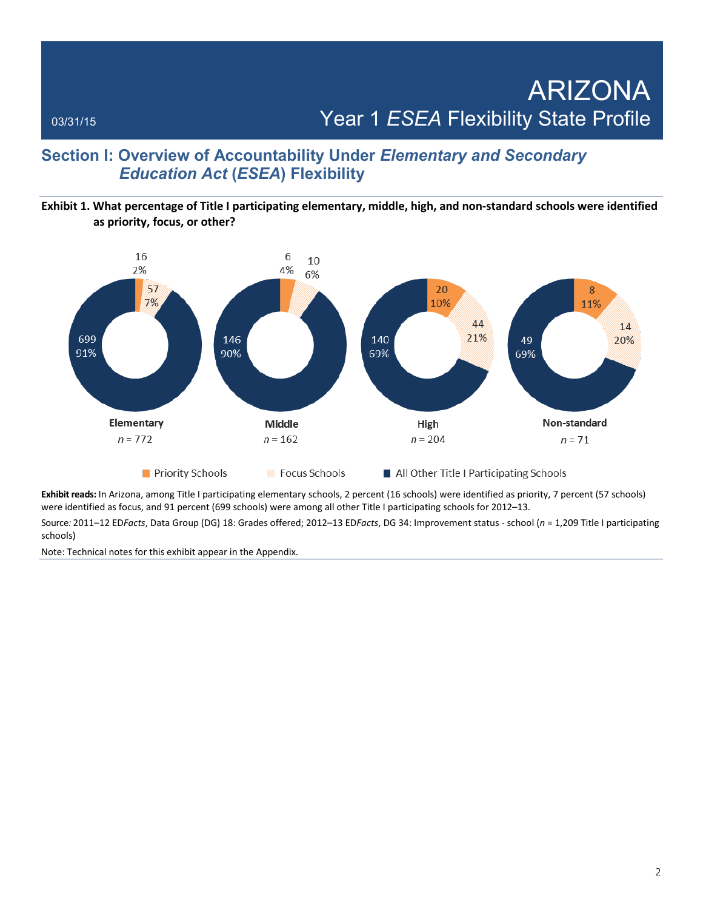# ARIZONA

## Year 1 *ESEA* Flexibility State Profile

03/31/15

## Section I: Overview of Accountability Under *Elementary and Secondary Education Act* (*ESEA*) Flexibility

**Exhibit 1. What percentage of Title I participating elementary, middle, high, and non-standard schools were identified as priority, focus, or other?**

| | Priority Schools | Focus Schools | All Other Title I Participating Schools |
|---|---|---|---|
| Elementary (*n* = 772) | 16 (2%) | 57 (7%) | 699 (91%) |
| Middle (*n* = 162) | 6 (4%) | 10 (6%) | 146 (90%) |
| High (*n* = 204) | 20 (10%) | 44 (21%) | 140 (69%) |
| Non-standard (*n* = 71) | 8 (11%) | 14 (20%) | 49 (69%) |

**Exhibit reads:** In Arizona, among Title I participating elementary schools, 2 percent (16 schools) were identified as priority, 7 percent (57 schools) were identified as focus, and 91 percent (699 schools) were among all other Title I participating schools for 2012–13.

Source*:* 2011–12 ED*Facts*, Data Group (DG) 18: Grades offered; 2012–13 ED*Facts*, DG 34: Improvement status - school (*n* = 1,209 Title I participating schools)

Note: Technical notes for this exhibit appear in the Appendix.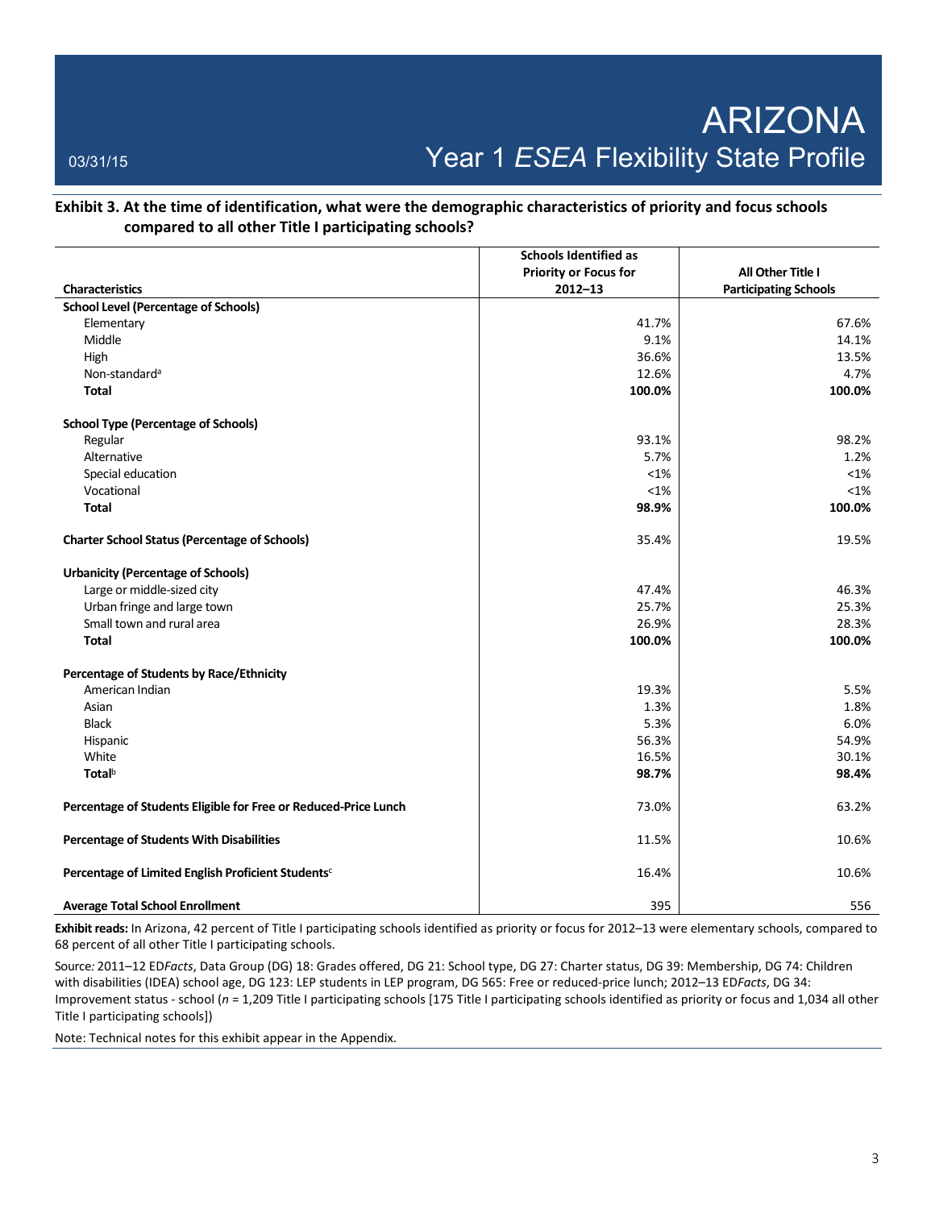**Exhibit 3. At the time of identification, what were the demographic characteristics of priority and focus schools compared to all other Title I participating schools?**

| Characteristics | Schools Identified as Priority or Focus for 2012–13 | All Other Title I Participating Schools |
|---|---|---|
| **School Level (Percentage of Schools)** | | |
| Elementary | 41.7% | 67.6% |
| Middle | 9.1% | 14.1% |
| High | 36.6% | 13.5% |
| Non-standard[a] | 12.6% | 4.7% |
| **Total** | **100.0%** | **100.0%** |
| **School Type (Percentage of Schools)** | | |
| Regular | 93.1% | 98.2% |
| Alternative | 5.7% | 1.2% |
| Special education | <1% | <1% |
| Vocational | <1% | <1% |
| **Total** | **98.9%** | **100.0%** |
| **Charter School Status (Percentage of Schools)** | 35.4% | 19.5% |
| **Urbanicity (Percentage of Schools)** | | |
| Large or middle-sized city | 47.4% | 46.3% |
| Urban fringe and large town | 25.7% | 25.3% |
| Small town and rural area | 26.9% | 28.3% |
| **Total** | **100.0%** | **100.0%** |
| **Percentage of Students by Race/Ethnicity** | | |
| American Indian | 19.3% | 5.5% |
| Asian | 1.3% | 1.8% |
| Black | 5.3% | 6.0% |
| Hispanic | 56.3% | 54.9% |
| White | 16.5% | 30.1% |
| **Total[b]** | **98.7%** | **98.4%** |
| **Percentage of Students Eligible for Free or Reduced-Price Lunch** | 73.0% | 63.2% |
| **Percentage of Students With Disabilities** | 11.5% | 10.6% |
| **Percentage of Limited English Proficient Students[c]** | 16.4% | 10.6% |
| **Average Total School Enrollment** | 395 | 556 |

**Exhibit reads:** In Arizona, 42 percent of Title I participating schools identified as priority or focus for 2012–13 were elementary schools, compared to 68 percent of all other Title I participating schools.

Source*:* 2011–12 ED*Facts*, Data Group (DG) 18: Grades offered, DG 21: School type, DG 27: Charter status, DG 39: Membership, DG 74: Children with disabilities (IDEA) school age, DG 123: LEP students in LEP program, DG 565: Free or reduced-price lunch; 2012–13 ED*Facts*, DG 34: Improvement status - school (*n* = 1,209 Title I participating schools [175 Title I participating schools identified as priority or focus and 1,034 all other Title I participating schools])

Note: Technical notes for this exhibit appear in the Appendix.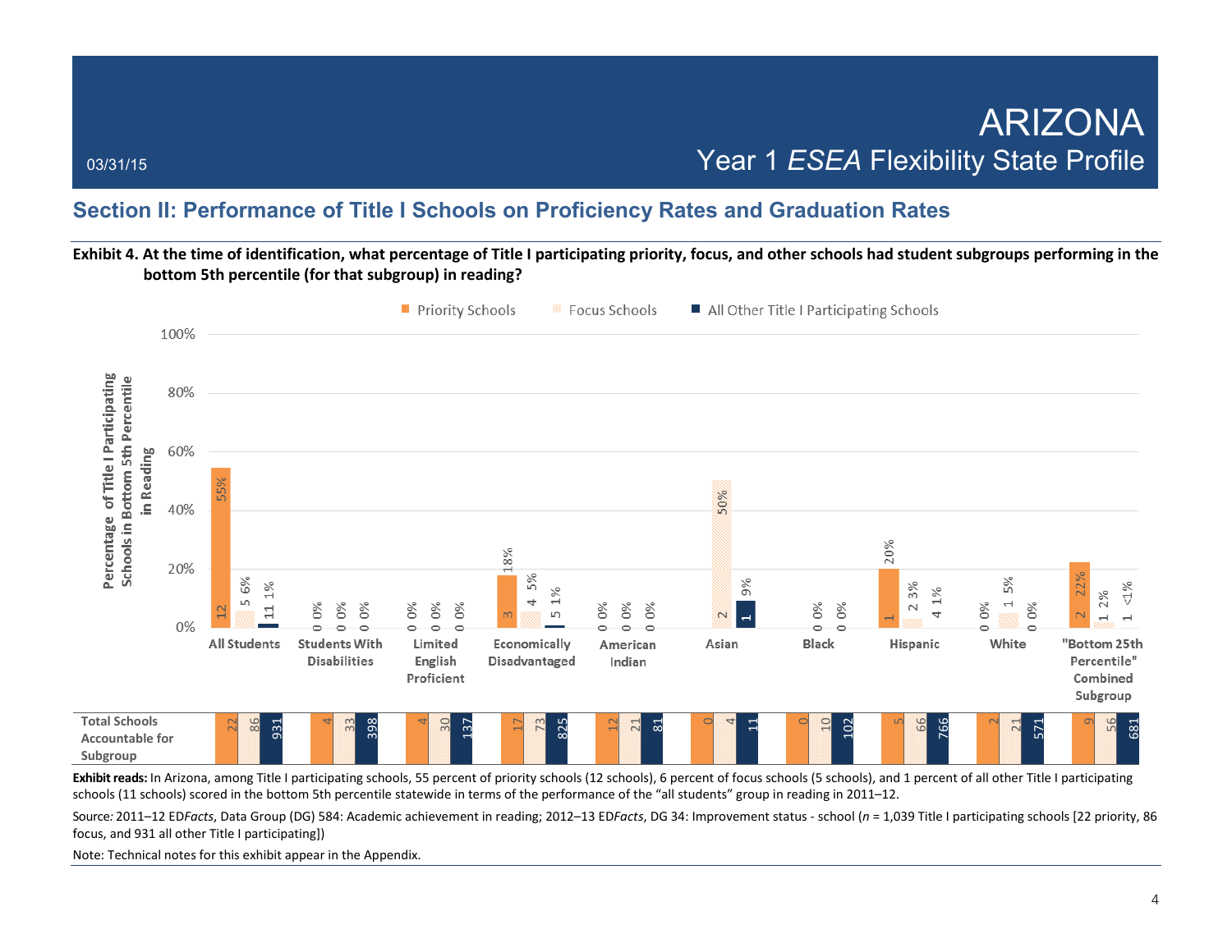## Section II: Performance of Title I Schools on Proficiency Rates and Graduation Rates

**Exhibit 4. At the time of identification, what percentage of Title I participating priority, focus, and other schools had student subgroups performing in the bottom 5th percentile (for that subgroup) in reading?**

| Subgroup | Priority Schools | Focus Schools | All Other Title I Participating Schools |
|---|---|---|---|
| All Students | 12 55% | 5 6% | 11 1% |
| Students With Disabilities | 0 0% | 0 0% | 0 0% |
| Limited English Proficient | 0 0% | 0 0% | 0 0% |
| Economically Disadvantaged | 3 18% | 4 5% | 5 1% |
| American Indian | 0 0% | 0 0% | 0 0% |
| Asian | | 2 50% | 1 9% |
| Black | | 0 0% | 0 0% |
| Hispanic | 1 20% | 2 3% | 4 1% |
| White | 0 0% | 1 5% | 0 0% |
| "Bottom 25th Percentile" Combined Subgroup | 2 22% | 1 2% | 1 <1% |

**Total Schools Accountable for Subgroup**

| Subgroup | Priority Schools | Focus Schools | All Other Title I Participating Schools |
|---|---|---|---|
| All Students | 22 | 86 | 931 |
| Students With Disabilities | 4 | 33 | 398 |
| Limited English Proficient | 4 | 30 | 137 |
| Economically Disadvantaged | 17 | 73 | 825 |
| American Indian | 12 | 21 | 81 |
| Asian | 0 | 4 | 11 |
| Black | 0 | 10 | 102 |
| Hispanic | 5 | 66 | 766 |
| White | 2 | 21 | 571 |
| "Bottom 25th Percentile" Combined Subgroup | 9 | 56 | 681 |

**Exhibit reads:** In Arizona, among Title I participating schools, 55 percent of priority schools (12 schools), 6 percent of focus schools (5 schools), and 1 percent of all other Title I participating schools (11 schools) scored in the bottom 5th percentile statewide in terms of the performance of the "all students" group in reading in 2011–12.

Source: 2011–12 ED*Facts*, Data Group (DG) 584: Academic achievement in reading; 2012–13 ED*Facts*, DG 34: Improvement status - school (*n* = 1,039 Title I participating schools [22 priority, 86 focus, and 931 all other Title I participating])

Note: Technical notes for this exhibit appear in the Appendix.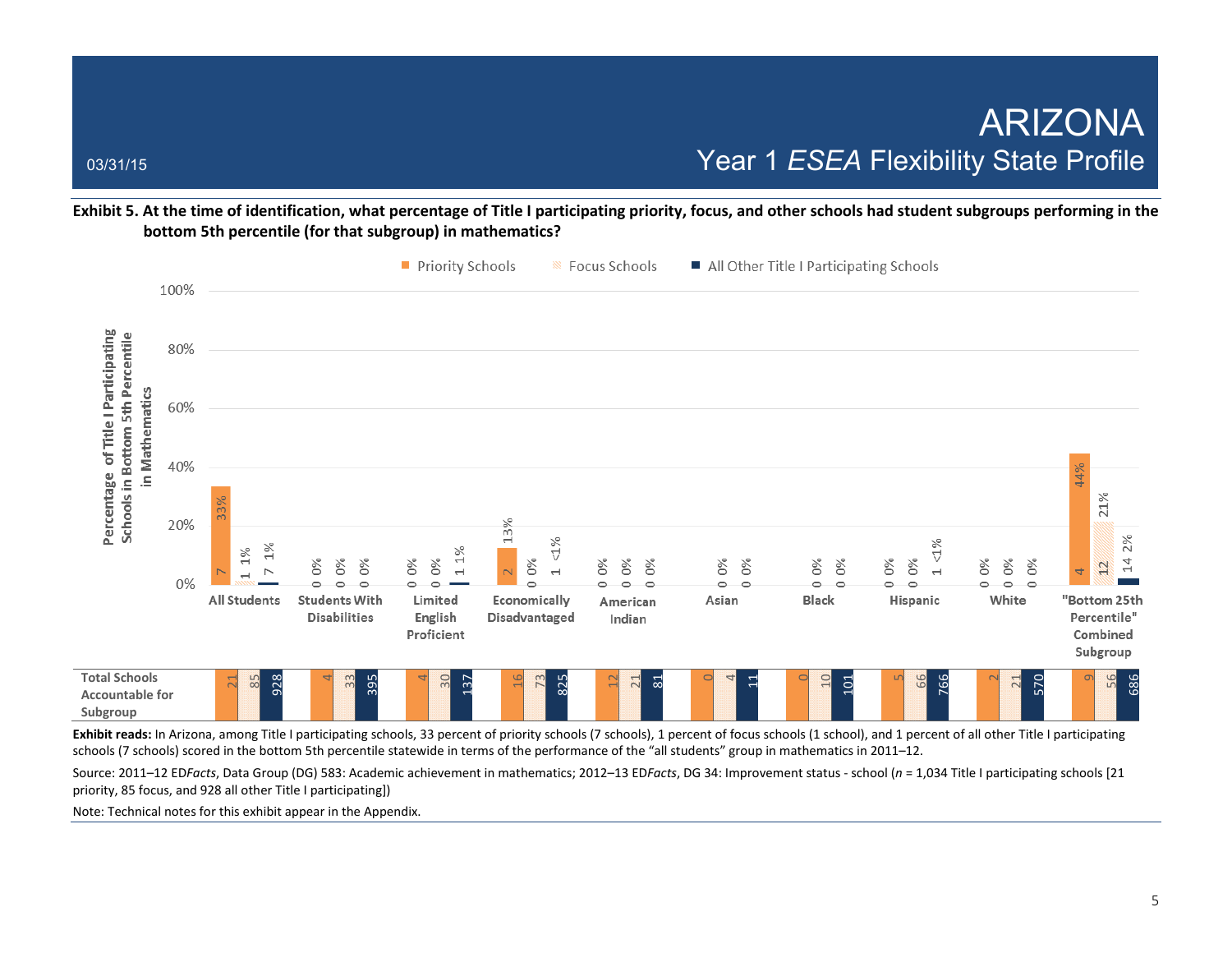# ARIZONA

## Year 1 *ESEA* Flexibility State Profile

03/31/15

**Exhibit 5. At the time of identification, what percentage of Title I participating priority, focus, and other schools had student subgroups performing in the bottom 5th percentile (for that subgroup) in mathematics?**

Percentage of Title I Participating Schools in Bottom 5th Percentile in Mathematics

| Subgroup | Priority Schools | Focus Schools | All Other Title I Participating Schools |
|---|---|---|---|
| All Students | 7 (33%) | 1 (1%) | 7 (1%) |
| Students With Disabilities | 0 (0%) | 0 (0%) | 0 (0%) |
| Limited English Proficient | 0 (0%) | 0 (0%) | 1 (1%) |
| Economically Disadvantaged | 2 (13%) | 0 (0%) | 1 (<1%) |
| American Indian | 0 (0%) | 0 (0%) | 0 (0%) |
| Asian | | 0 (0%) | 0 (0%) |
| Black | | 0 (0%) | 0 (0%) |
| Hispanic | 0 (0%) | 0 (0%) | 1 (<1%) |
| White | 0 (0%) | 0 (0%) | 0 (0%) |
| "Bottom 25th Percentile" Combined Subgroup | 4 (44%) | 12 (21%) | 14 (2%) |

**Total Schools Accountable for Subgroup**

| Subgroup | Priority Schools | Focus Schools | All Other Title I Participating Schools |
|---|---|---|---|
| All Students | 21 | 85 | 928 |
| Students With Disabilities | 4 | 33 | 395 |
| Limited English Proficient | 4 | 30 | 137 |
| Economically Disadvantaged | 16 | 73 | 825 |
| American Indian | 12 | 21 | 81 |
| Asian | 0 | 4 | 11 |
| Black | 0 | 10 | 101 |
| Hispanic | 5 | 66 | 766 |
| White | 2 | 21 | 570 |
| "Bottom 25th Percentile" Combined Subgroup | 9 | 56 | 686 |

**Exhibit reads:** In Arizona, among Title I participating schools, 33 percent of priority schools (7 schools), 1 percent of focus schools (1 school), and 1 percent of all other Title I participating schools (7 schools) scored in the bottom 5th percentile statewide in terms of the performance of the "all students" group in mathematics in 2011–12.

Source: 2011–12 ED*Facts*, Data Group (DG) 583: Academic achievement in mathematics; 2012–13 ED*Facts*, DG 34: Improvement status - school (*n* = 1,034 Title I participating schools [21 priority, 85 focus, and 928 all other Title I participating])

Note: Technical notes for this exhibit appear in the Appendix.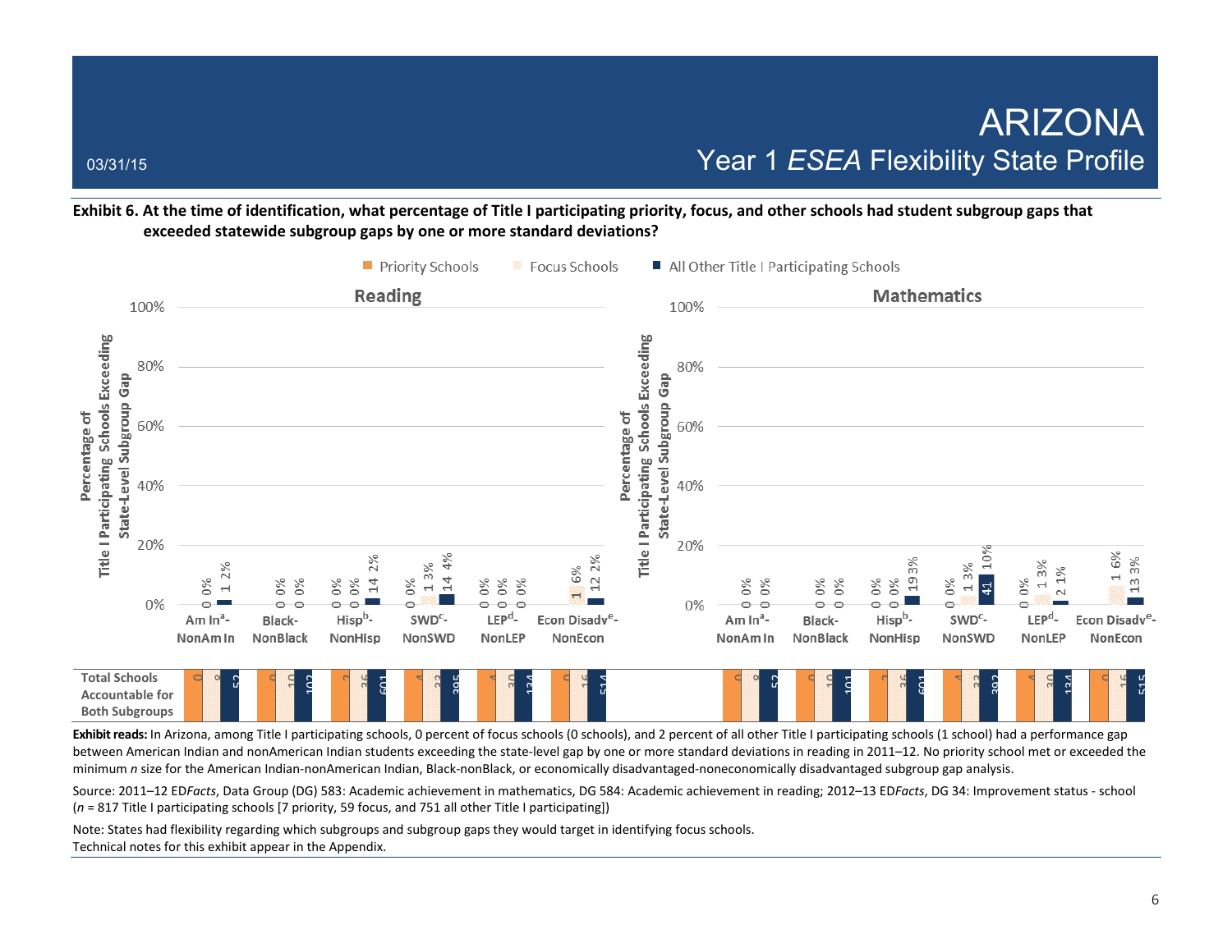03/31/15

# ARIZONA
## Year 1 *ESEA* Flexibility State Profile

**Exhibit 6. At the time of identification, what percentage of Title I participating priority, focus, and other schools had student subgroup gaps that exceeded statewide subgroup gaps by one or more standard deviations?**

Priority Schools | Focus Schools | All Other Title I Participating Schools

**Reading**

| Subgroup | Priority Schools | Focus Schools | All Other Title I Participating Schools |
|---|---|---|---|
| Am In[a]-NonAm In | | 0 0% | 1 2% |
| Black-NonBlack | | 0 0% | 0 0% |
| Hisp[b]-NonHisp | 0 0% | 0 0% | 14 2% |
| SWD[c]-NonSWD | 0 0% | 1 3% | 14 4% |
| LEP[d]-NonLEP | 0 0% | 0 0% | 0 0% |
| Econ Disadv[e]-NonEcon | | 1 6% | 12 2% |

**Mathematics**

| Subgroup | Priority Schools | Focus Schools | All Other Title I Participating Schools |
|---|---|---|---|
| Am In[a]-NonAm In | | 0 0% | 0 0% |
| Black-NonBlack | | 0 0% | 0 0% |
| Hisp[b]-NonHisp | 0 0% | 0 0% | 19 3% |
| SWD[c]-NonSWD | 0 0% | 1 3% | 41 10% |
| LEP[d]-NonLEP | 0 0% | 1 3% | 2 1% |
| Econ Disadv[e]-NonEcon | | 1 6% | 13 3% |

Y-axis: Percentage of Title I Participating Schools Exceeding State-Level Subgroup Gap

**Total Schools Accountable for Both Subgroups**

| Subgroup | Reading: Priority | Reading: Focus | Reading: All Other | Mathematics: Priority | Mathematics: Focus | Mathematics: All Other |
|---|---|---|---|---|---|---|
| Am In-NonAm In | 0 | 8 | 52 | 0 | 8 | 52 |
| Black-NonBlack | 0 | 10 | 102 | 0 | 10 | 101 |
| Hisp-NonHisp | 3 | 36 | 601 | 3 | 36 | 601 |
| SWD-NonSWD | 4 | 33 | 395 | 4 | 33 | 392 |
| LEP-NonLEP | 4 | 30 | 134 | 4 | 30 | 134 |
| Econ Disadv-NonEcon | 0 | 16 | 514 | 0 | 16 | 515 |

**Exhibit reads:** In Arizona, among Title I participating schools, 0 percent of focus schools (0 schools), and 2 percent of all other Title I participating schools (1 school) had a performance gap between American Indian and nonAmerican Indian students exceeding the state-level gap by one or more standard deviations in reading in 2011–12. No priority school met or exceeded the minimum *n* size for the American Indian-nonAmerican Indian, Black-nonBlack, or economically disadvantaged-noneconomically disadvantaged subgroup gap analysis.

Source: 2011–12 ED*Facts*, Data Group (DG) 583: Academic achievement in mathematics, DG 584: Academic achievement in reading; 2012–13 ED*Facts*, DG 34: Improvement status - school (*n* = 817 Title I participating schools [7 priority, 59 focus, and 751 all other Title I participating])

Note: States had flexibility regarding which subgroups and subgroup gaps they would target in identifying focus schools.
Technical notes for this exhibit appear in the Appendix.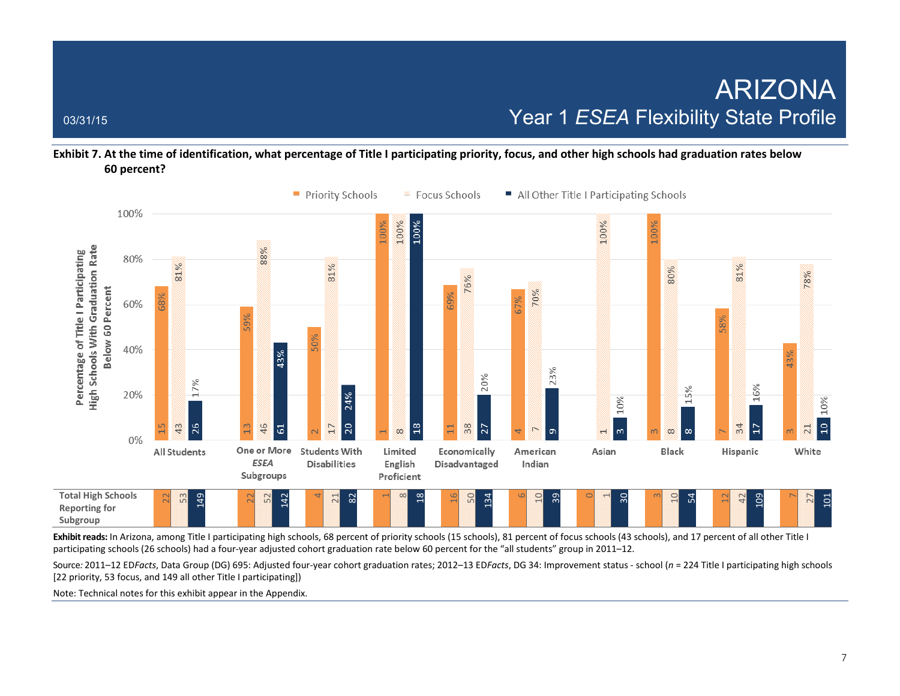03/31/15

# ARIZONA
## Year 1 *ESEA* Flexibility State Profile

**Exhibit 7. At the time of identification, what percentage of Title I participating priority, focus, and other high schools had graduation rates below 60 percent?**

Percentage of Title I Participating High Schools With Graduation Rate Below 60 Percent

| Subgroup | Priority Schools | Focus Schools | All Other Title I Participating Schools |
|---|---|---|---|
| All Students | 68% (15) | 81% (43) | 17% (26) |
| One or More *ESEA* Subgroups | 59% (13) | 88% (46) | 43% (61) |
| Students With Disabilities | 50% (2) | 81% (17) | 24% (20) |
| Limited English Proficient | 100% (1) | 100% (8) | 100% (18) |
| Economically Disadvantaged | 69% (11) | 76% (38) | 20% (27) |
| American Indian | 67% (4) | 70% (7) | 23% (9) |
| Asian | | 100% (1) | 10% (3) |
| Black | 100% (3) | 80% (8) | 15% (8) |
| Hispanic | 58% (7) | 81% (34) | 16% (17) |
| White | 43% (3) | 78% (21) | 10% (10) |

Total High Schools Reporting for Subgroup

| Subgroup | Priority Schools | Focus Schools | All Other Title I Participating Schools |
|---|---|---|---|
| All Students | 22 | 53 | 149 |
| One or More *ESEA* Subgroups | 22 | 52 | 142 |
| Students With Disabilities | 4 | 21 | 82 |
| Limited English Proficient | 1 | 8 | 18 |
| Economically Disadvantaged | 16 | 50 | 134 |
| American Indian | 6 | 10 | 39 |
| Asian | 0 | 1 | 30 |
| Black | 3 | 10 | 54 |
| Hispanic | 12 | 42 | 109 |
| White | 7 | 27 | 101 |

**Exhibit reads:** In Arizona, among Title I participating high schools, 68 percent of priority schools (15 schools), 81 percent of focus schools (43 schools), and 17 percent of all other Title I participating schools (26 schools) had a four-year adjusted cohort graduation rate below 60 percent for the "all students" group in 2011–12.

Source*:* 2011–12 ED*Facts*, Data Group (DG) 695: Adjusted four-year cohort graduation rates; 2012–13 ED*Facts*, DG 34: Improvement status - school (*n* = 224 Title I participating high schools [22 priority, 53 focus, and 149 all other Title I participating])

Note: Technical notes for this exhibit appear in the Appendix.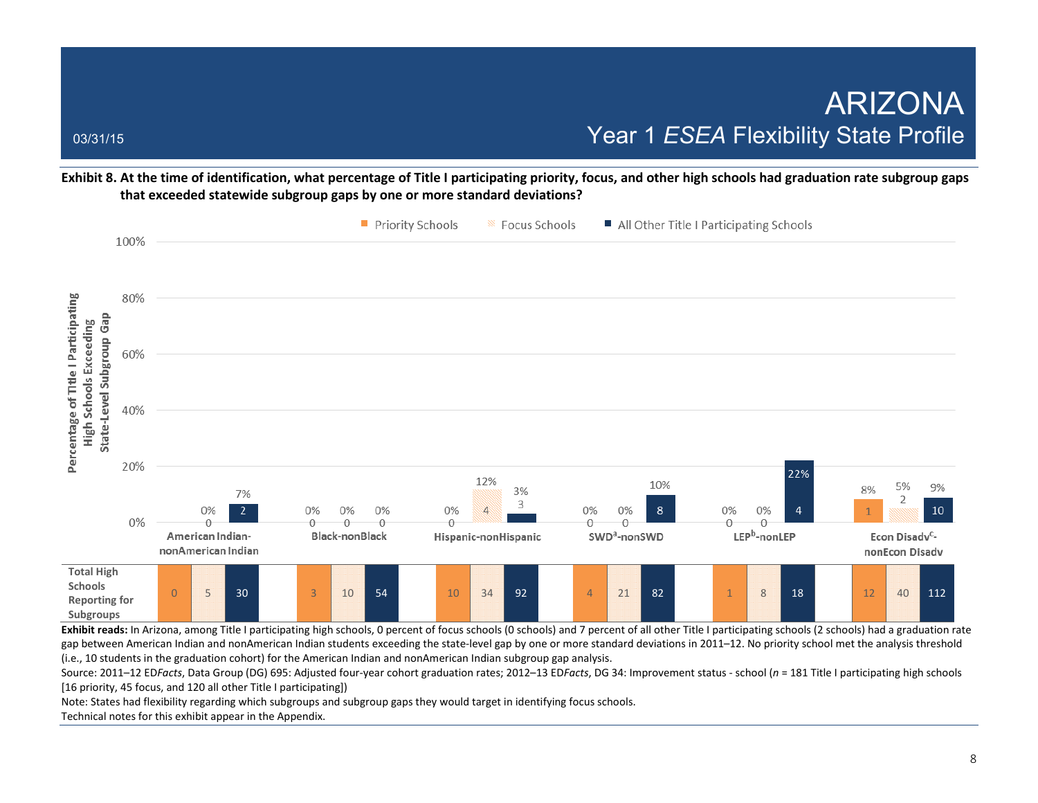# ARIZONA
## Year 1 *ESEA* Flexibility State Profile

03/31/15

**Exhibit 8. At the time of identification, what percentage of Title I participating priority, focus, and other high schools had graduation rate subgroup gaps that exceeded statewide subgroup gaps by one or more standard deviations?**

Percentage of Title I Participating High Schools Exceeding State-Level Subgroup Gap

| Subgroup | Priority Schools | Focus Schools | All Other Title I Participating Schools |
|---|---|---|---|
| American Indian-nonAmerican Indian | | 0% (0) | 7% (2) |
| Black-nonBlack | 0% (0) | 0% (0) | 0% (0) |
| Hispanic-nonHispanic | 0% (0) | 12% (4) | 3% (3) |
| SWD[a]-nonSWD | 0% (0) | 0% (0) | 10% (8) |
| LEP[b]-nonLEP | 0% (0) | 0% (0) | 22% (4) |
| Econ Disadv[c]-nonEcon Disadv | 8% (1) | 5% (2) | 9% (10) |

**Total High Schools Reporting for Subgroups**

| Subgroup | Priority Schools | Focus Schools | All Other Title I Participating Schools |
|---|---|---|---|
| American Indian-nonAmerican Indian | 0 | 5 | 30 |
| Black-nonBlack | 3 | 10 | 54 |
| Hispanic-nonHispanic | 10 | 34 | 92 |
| SWD[a]-nonSWD | 4 | 21 | 82 |
| LEP[b]-nonLEP | 1 | 8 | 18 |
| Econ Disadv[c]-nonEcon Disadv | 12 | 40 | 112 |

**Exhibit reads:** In Arizona, among Title I participating high schools, 0 percent of focus schools (0 schools) and 7 percent of all other Title I participating schools (2 schools) had a graduation rate gap between American Indian and nonAmerican Indian students exceeding the state-level gap by one or more standard deviations in 2011–12. No priority school met the analysis threshold (i.e., 10 students in the graduation cohort) for the American Indian and nonAmerican Indian subgroup gap analysis.

Source: 2011–12 ED*Facts*, Data Group (DG) 695: Adjusted four-year cohort graduation rates; 2012–13 ED*Facts*, DG 34: Improvement status - school (*n* = 181 Title I participating high schools [16 priority, 45 focus, and 120 all other Title I participating])

Note: States had flexibility regarding which subgroups and subgroup gaps they would target in identifying focus schools.

Technical notes for this exhibit appear in the Appendix.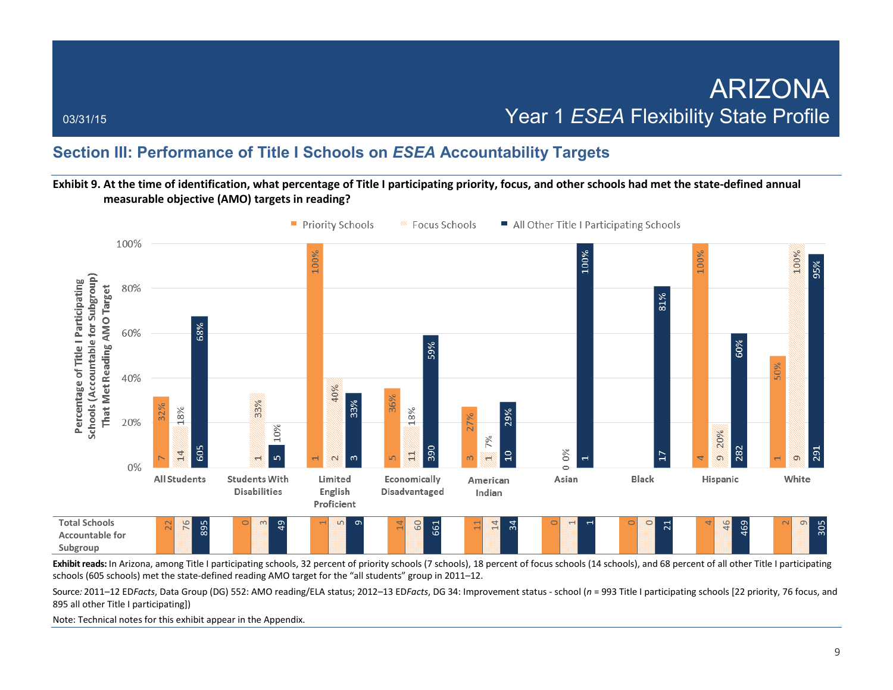# ARIZONA

## Year 1 *ESEA* Flexibility State Profile

03/31/15

## Section III: Performance of Title I Schools on *ESEA* Accountability Targets

**Exhibit 9. At the time of identification, what percentage of Title I participating priority, focus, and other schools had met the state-defined annual measurable objective (AMO) targets in reading?**

Percentage of Title I Participating Schools (Accountable for Subgroup) That Met Reading AMO Target

| Subgroup | Priority Schools | Focus Schools | All Other Title I Participating Schools |
|---|---|---|---|
| All Students | 32% (7) | 18% (14) | 68% (605) |
| Students With Disabilities | | 33% (1) | 10% (5) |
| Limited English Proficient | 100% (1) | 40% (2) | 33% (3) |
| Economically Disadvantaged | 36% (5) | 18% (11) | 59% (390) |
| American Indian | 27% (3) | 7% (1) | 29% (10) |
| Asian | | 0% (0) | 100% (1) |
| Black | | | 81% (17) |
| Hispanic | 100% (4) | 20% (9) | 60% (282) |
| White | 50% (1) | 100% (9) | 95% (291) |

**Total Schools Accountable for Subgroup**

| Subgroup | Priority Schools | Focus Schools | All Other Title I Participating Schools |
|---|---|---|---|
| All Students | 22 | 76 | 895 |
| Students With Disabilities | 0 | 3 | 49 |
| Limited English Proficient | 1 | 5 | 9 |
| Economically Disadvantaged | 14 | 60 | 661 |
| American Indian | 11 | 14 | 34 |
| Asian | 0 | 1 | 1 |
| Black | 0 | 0 | 21 |
| Hispanic | 4 | 46 | 469 |
| White | 2 | 9 | 305 |

**Exhibit reads:** In Arizona, among Title I participating schools, 32 percent of priority schools (7 schools), 18 percent of focus schools (14 schools), and 68 percent of all other Title I participating schools (605 schools) met the state-defined reading AMO target for the "all students" group in 2011–12.

Source*:* 2011–12 ED*Facts*, Data Group (DG) 552: AMO reading/ELA status; 2012–13 ED*Facts*, DG 34: Improvement status - school (*n* = 993 Title I participating schools [22 priority, 76 focus, and 895 all other Title I participating])

Note: Technical notes for this exhibit appear in the Appendix.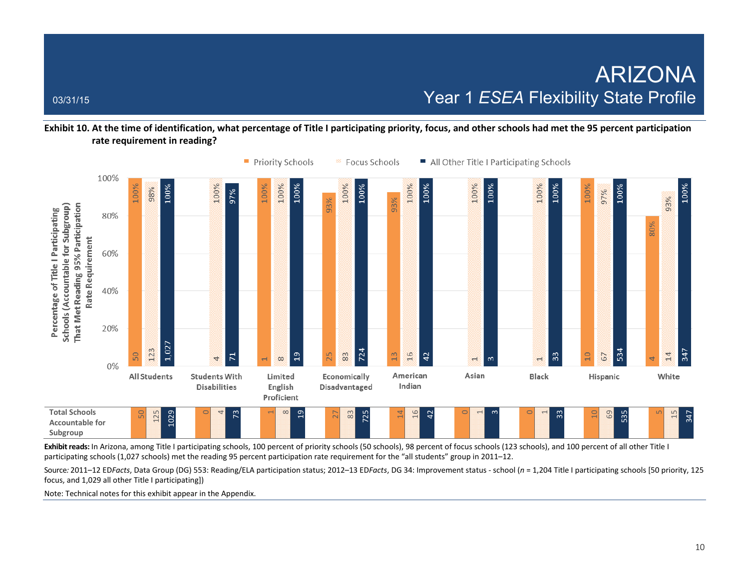# ARIZONA

## Year 1 *ESEA* Flexibility State Profile

03/31/15

**Exhibit 10. At the time of identification, what percentage of Title I participating priority, focus, and other schools had met the 95 percent participation rate requirement in reading?**

Percentage of Title I Participating Schools (Accountable for Subgroup) That Met Reading 95% Participation Rate Requirement

| Subgroup | Priority Schools | Focus Schools | All Other Title I Participating Schools |
|---|---|---|---|
| All Students | 100% (50) | 98% (123) | 100% (1,027) |
| Students With Disabilities | | 100% (4) | 97% (71) |
| Limited English Proficient | 100% (1) | 100% (8) | 100% (19) |
| Economically Disadvantaged | 93% (25) | 100% (83) | 100% (724) |
| American Indian | 93% (13) | 100% (16) | 100% (42) |
| Asian | | 100% (1) | 100% (3) |
| Black | | 100% (1) | 100% (33) |
| Hispanic | 100% (10) | 97% (67) | 100% (534) |
| White | 80% (4) | 93% (14) | 100% (347) |

**Total Schools Accountable for Subgroup**

| Subgroup | Priority Schools | Focus Schools | All Other Title I Participating Schools |
|---|---|---|---|
| All Students | 50 | 125 | 1029 |
| Students With Disabilities | 0 | 4 | 73 |
| Limited English Proficient | 1 | 8 | 19 |
| Economically Disadvantaged | 27 | 83 | 725 |
| American Indian | 14 | 16 | 42 |
| Asian | 0 | 1 | 3 |
| Black | 0 | 1 | 33 |
| Hispanic | 10 | 69 | 535 |
| White | 5 | 15 | 347 |

**Exhibit reads:** In Arizona, among Title I participating schools, 100 percent of priority schools (50 schools), 98 percent of focus schools (123 schools), and 100 percent of all other Title I participating schools (1,027 schools) met the reading 95 percent participation rate requirement for the "all students" group in 2011–12.

Source*:* 2011–12 ED*Facts*, Data Group (DG) 553: Reading/ELA participation status; 2012–13 ED*Facts*, DG 34: Improvement status - school (*n* = 1,204 Title I participating schools [50 priority, 125 focus, and 1,029 all other Title I participating])

Note: Technical notes for this exhibit appear in the Appendix.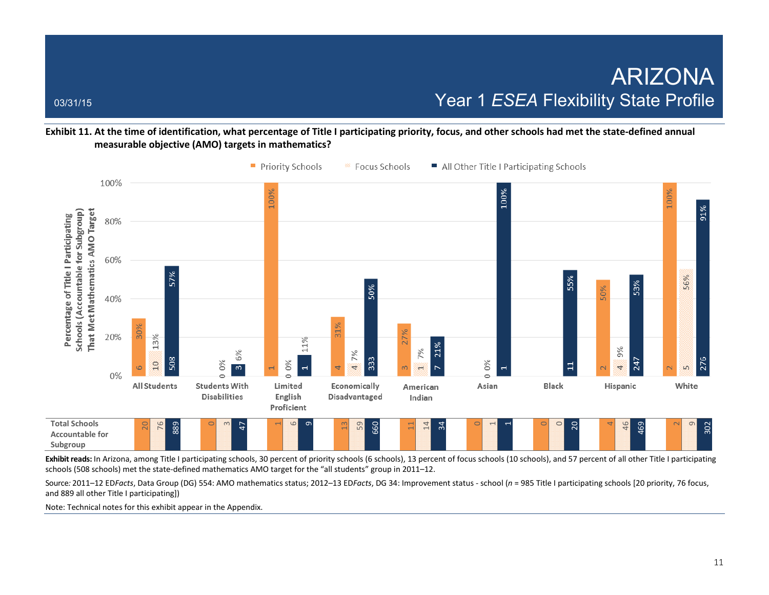# ARIZONA

## Year 1 *ESEA* Flexibility State Profile

03/31/15

**Exhibit 11. At the time of identification, what percentage of Title I participating priority, focus, and other schools had met the state-defined annual measurable objective (AMO) targets in mathematics?**

Percentage of Title I Participating Schools (Accountable for Subgroup) That Met Mathematics AMO Target

| Subgroup | Priority Schools | Focus Schools | All Other Title I Participating Schools |
|---|---|---|---|
| All Students | 30% (6) | 13% (10) | 57% (508) |
| Students With Disabilities | | 0% (0) | 6% (3) |
| Limited English Proficient | 100% (1) | 0% (0) | 11% (1) |
| Economically Disadvantaged | 31% (4) | 7% (4) | 50% (333) |
| American Indian | 27% (3) | 7% (1) | 21% (7) |
| Asian | | 0% (0) | 100% (1) |
| Black | | | 55% (11) |
| Hispanic | 50% (2) | 9% (4) | 53% (247) |
| White | 100% (2) | 56% (5) | 91% (276) |

**Total Schools Accountable for Subgroup**

| Subgroup | Priority Schools | Focus Schools | All Other Title I Participating Schools |
|---|---|---|---|
| All Students | 20 | 76 | 889 |
| Students With Disabilities | 0 | 3 | 47 |
| Limited English Proficient | 1 | 6 | 9 |
| Economically Disadvantaged | 13 | 59 | 660 |
| American Indian | 11 | 14 | 34 |
| Asian | 0 | 1 | 1 |
| Black | 0 | 0 | 20 |
| Hispanic | 4 | 46 | 469 |
| White | 2 | 9 | 302 |

**Exhibit reads:** In Arizona, among Title I participating schools, 30 percent of priority schools (6 schools), 13 percent of focus schools (10 schools), and 57 percent of all other Title I participating schools (508 schools) met the state-defined mathematics AMO target for the "all students" group in 2011–12.

Source*:* 2011–12 ED*Facts*, Data Group (DG) 554: AMO mathematics status; 2012–13 ED*Facts*, DG 34: Improvement status - school (*n* = 985 Title I participating schools [20 priority, 76 focus, and 889 all other Title I participating])

Note: Technical notes for this exhibit appear in the Appendix.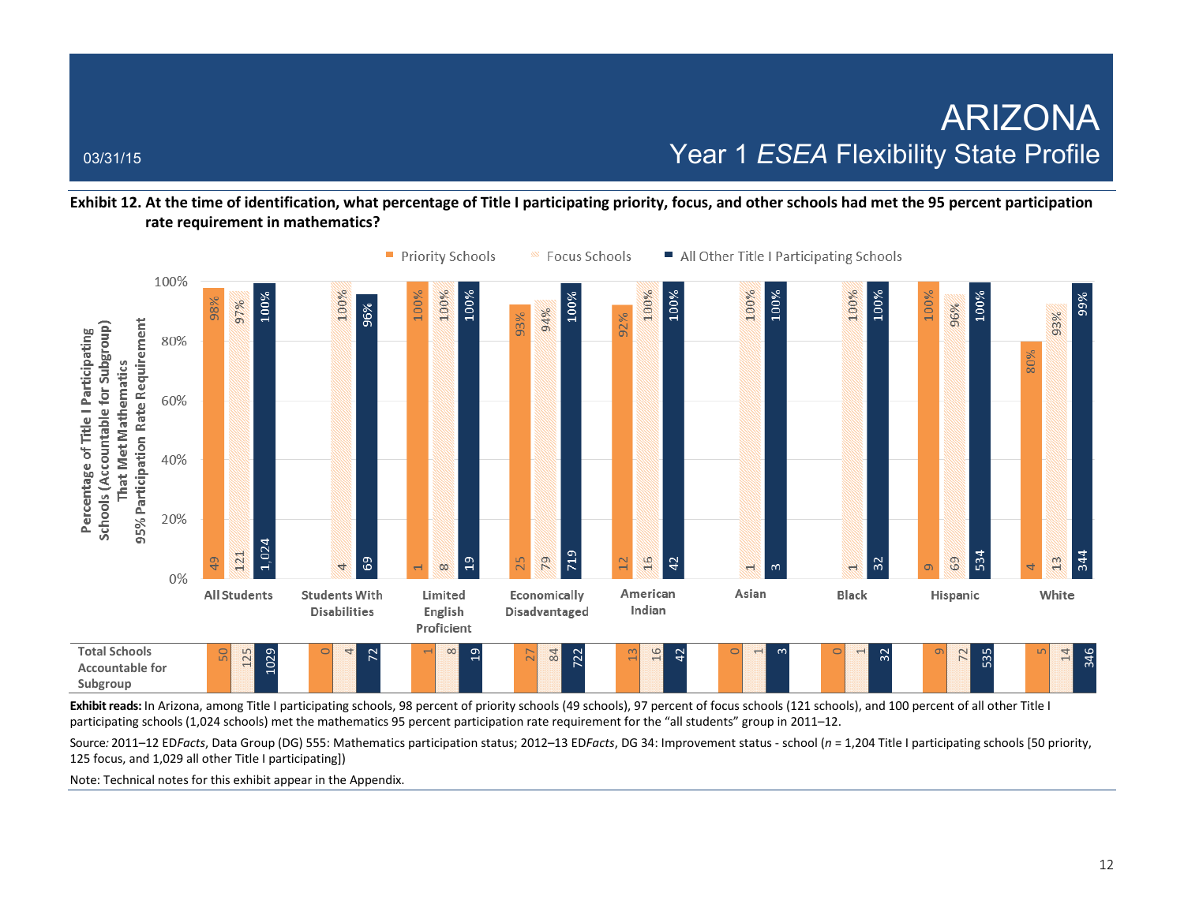# ARIZONA

## Year 1 *ESEA* Flexibility State Profile

03/31/15

**Exhibit 12. At the time of identification, what percentage of Title I participating priority, focus, and other schools had met the 95 percent participation rate requirement in mathematics?**

| Subgroup | Priority Schools | Focus Schools | All Other Title I Participating Schools |
|---|---|---|---|
| All Students | 98% (49) | 97% (121) | 100% (1,024) |
| Students With Disabilities | | 100% (4) | 96% (69) |
| Limited English Proficient | 100% (1) | 100% (8) | 100% (19) |
| Economically Disadvantaged | 93% (25) | 94% (79) | 100% (719) |
| American Indian | 92% (12) | 100% (16) | 100% (42) |
| Asian | | 100% (1) | 100% (3) |
| Black | | 100% (1) | 100% (32) |
| Hispanic | 100% (9) | 96% (69) | 100% (534) |
| White | 80% (4) | 93% (13) | 99% (344) |

**Total Schools Accountable for Subgroup**

| Subgroup | Priority Schools | Focus Schools | All Other Title I Participating Schools |
|---|---|---|---|
| All Students | 50 | 125 | 1029 |
| Students With Disabilities | 0 | 4 | 72 |
| Limited English Proficient | 1 | 8 | 19 |
| Economically Disadvantaged | 27 | 84 | 722 |
| American Indian | 13 | 16 | 42 |
| Asian | 0 | 1 | 3 |
| Black | 0 | 1 | 32 |
| Hispanic | 9 | 72 | 535 |
| White | 5 | 14 | 346 |

**Exhibit reads:** In Arizona, among Title I participating schools, 98 percent of priority schools (49 schools), 97 percent of focus schools (121 schools), and 100 percent of all other Title I participating schools (1,024 schools) met the mathematics 95 percent participation rate requirement for the "all students" group in 2011–12.

Source*:* 2011–12 ED*Facts*, Data Group (DG) 555: Mathematics participation status; 2012–13 ED*Facts*, DG 34: Improvement status - school (*n* = 1,204 Title I participating schools [50 priority, 125 focus, and 1,029 all other Title I participating])

Note: Technical notes for this exhibit appear in the Appendix.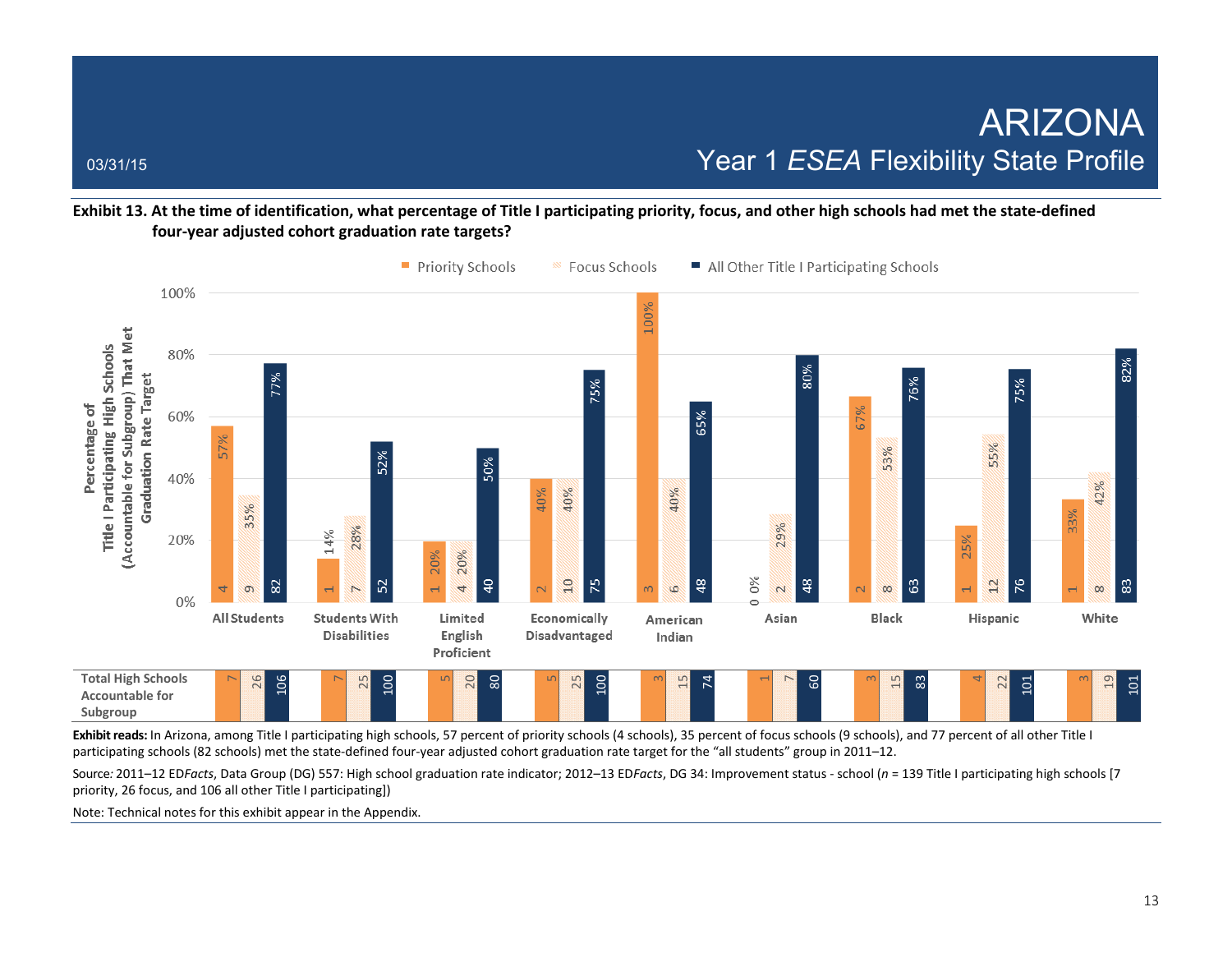# ARIZONA
## Year 1 *ESEA* Flexibility State Profile

03/31/15

**Exhibit 13. At the time of identification, what percentage of Title I participating priority, focus, and other high schools had met the state-defined four-year adjusted cohort graduation rate targets?**

| Subgroup | Priority Schools | Focus Schools | All Other Title I Participating Schools |
|---|---|---|---|
| All Students | 57% (4) | 35% (9) | 77% (82) |
| Students With Disabilities | 14% (1) | 28% (7) | 52% (52) |
| Limited English Proficient | 20% (1) | 20% (4) | 50% (40) |
| Economically Disadvantaged | 40% (2) | 40% (10) | 75% (75) |
| American Indian | 100% (3) | 40% (6) | 65% (48) |
| Asian | 0% (0) | 29% (2) | 80% (48) |
| Black | 67% (2) | 53% (8) | 76% (63) |
| Hispanic | 25% (1) | 55% (12) | 75% (76) |
| White | 33% (1) | 42% (8) | 82% (83) |

Y-axis: Percentage of Title I Participating High Schools (Accountable for Subgroup) That Met Graduation Rate Target

| Total High Schools Accountable for Subgroup | Priority Schools | Focus Schools | All Other Title I Participating Schools |
|---|---|---|---|
| All Students | 7 | 26 | 106 |
| Students With Disabilities | 7 | 25 | 100 |
| Limited English Proficient | 5 | 20 | 80 |
| Economically Disadvantaged | 5 | 25 | 100 |
| American Indian | 3 | 15 | 74 |
| Asian | 1 | 7 | 60 |
| Black | 3 | 15 | 83 |
| Hispanic | 4 | 22 | 101 |
| White | 3 | 19 | 101 |

**Exhibit reads:** In Arizona, among Title I participating high schools, 57 percent of priority schools (4 schools), 35 percent of focus schools (9 schools), and 77 percent of all other Title I participating schools (82 schools) met the state-defined four-year adjusted cohort graduation rate target for the "all students" group in 2011–12.

Source*:* 2011–12 ED*Facts*, Data Group (DG) 557: High school graduation rate indicator; 2012–13 ED*Facts*, DG 34: Improvement status - school (*n* = 139 Title I participating high schools [7 priority, 26 focus, and 106 all other Title I participating])

Note: Technical notes for this exhibit appear in the Appendix.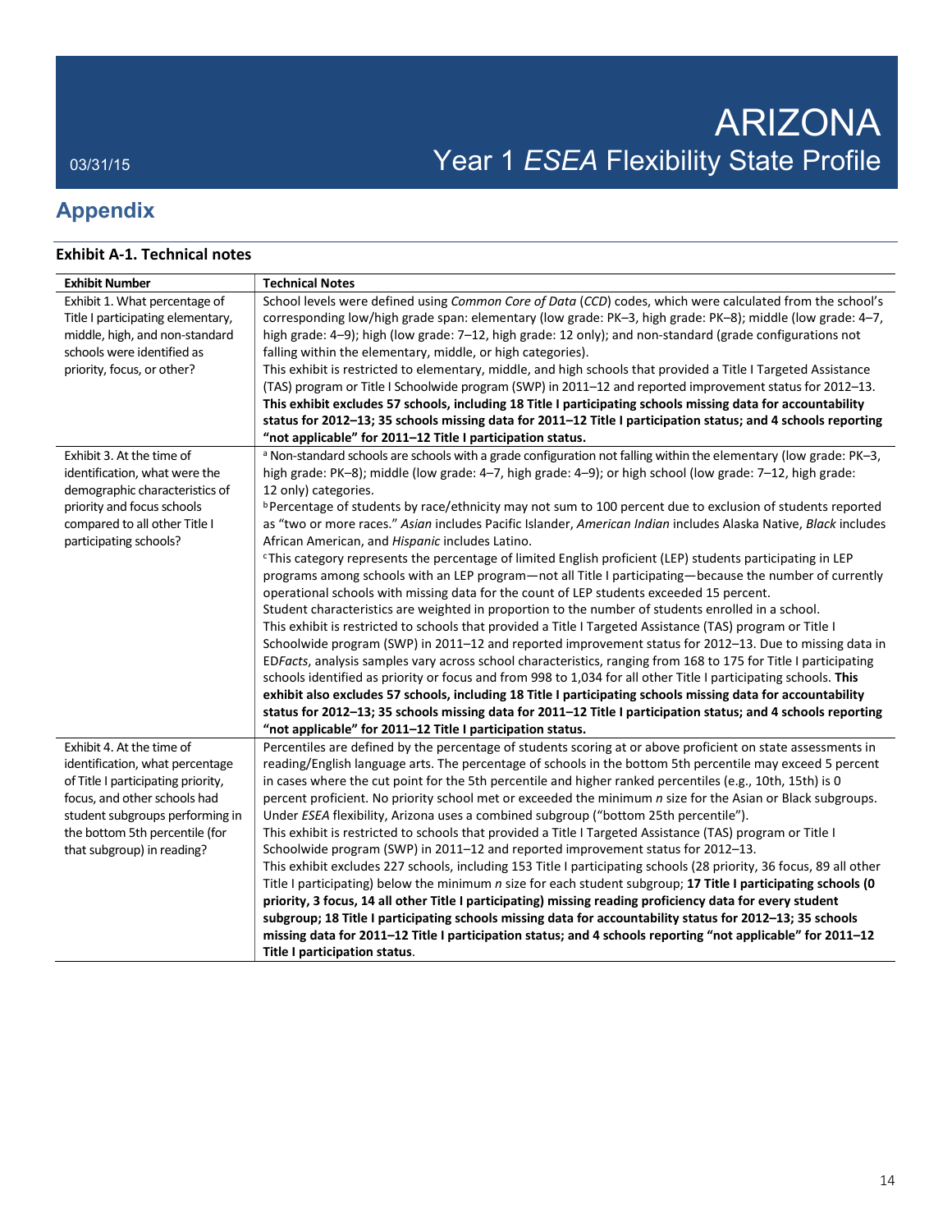## Appendix

### Exhibit A-1. Technical notes

| Exhibit Number | Technical Notes |
|---|---|
| Exhibit 1. What percentage of Title I participating elementary, middle, high, and non-standard schools were identified as priority, focus, or other? | School levels were defined using *Common Core of Data* (*CCD*) codes, which were calculated from the school's corresponding low/high grade span: elementary (low grade: PK–3, high grade: PK–8); middle (low grade: 4–7, high grade: 4–9); high (low grade: 7–12, high grade: 12 only); and non-standard (grade configurations not falling within the elementary, middle, or high categories). This exhibit is restricted to elementary, middle, and high schools that provided a Title I Targeted Assistance (TAS) program or Title I Schoolwide program (SWP) in 2011–12 and reported improvement status for 2012–13. **This exhibit excludes 57 schools, including 18 Title I participating schools missing data for accountability status for 2012–13; 35 schools missing data for 2011–12 Title I participation status; and 4 schools reporting "not applicable" for 2011–12 Title I participation status.** |
| Exhibit 3. At the time of identification, what were the demographic characteristics of priority and focus schools compared to all other Title I participating schools? | [a] Non-standard schools are schools with a grade configuration not falling within the elementary (low grade: PK–3, high grade: PK–8); middle (low grade: 4–7, high grade: 4–9); or high school (low grade: 7–12, high grade: 12 only) categories. [b] Percentage of students by race/ethnicity may not sum to 100 percent due to exclusion of students reported as "two or more races." *Asian* includes Pacific Islander, *American Indian* includes Alaska Native, *Black* includes African American, and *Hispanic* includes Latino. [c] This category represents the percentage of limited English proficient (LEP) students participating in LEP programs among schools with an LEP program—not all Title I participating—because the number of currently operational schools with missing data for the count of LEP students exceeded 15 percent. Student characteristics are weighted in proportion to the number of students enrolled in a school. This exhibit is restricted to schools that provided a Title I Targeted Assistance (TAS) program or Title I Schoolwide program (SWP) in 2011–12 and reported improvement status for 2012–13. Due to missing data in ED*Facts*, analysis samples vary across school characteristics, ranging from 168 to 175 for Title I participating schools identified as priority or focus and from 998 to 1,034 for all other Title I participating schools. **This exhibit also excludes 57 schools, including 18 Title I participating schools missing data for accountability status for 2012–13; 35 schools missing data for 2011–12 Title I participation status; and 4 schools reporting "not applicable" for 2011–12 Title I participation status.** |
| Exhibit 4. At the time of identification, what percentage of Title I participating priority, focus, and other schools had student subgroups performing in the bottom 5th percentile (for that subgroup) in reading? | Percentiles are defined by the percentage of students scoring at or above proficient on state assessments in reading/English language arts. The percentage of schools in the bottom 5th percentile may exceed 5 percent in cases where the cut point for the 5th percentile and higher ranked percentiles (e.g., 10th, 15th) is 0 percent proficient. No priority school met or exceeded the minimum *n* size for the Asian or Black subgroups. Under *ESEA* flexibility, Arizona uses a combined subgroup ("bottom 25th percentile"). This exhibit is restricted to schools that provided a Title I Targeted Assistance (TAS) program or Title I Schoolwide program (SWP) in 2011–12 and reported improvement status for 2012–13. This exhibit excludes 227 schools, including 153 Title I participating schools (28 priority, 36 focus, 89 all other Title I participating) below the minimum *n* size for each student subgroup; **17 Title I participating schools (0 priority, 3 focus, 14 all other Title I participating) missing reading proficiency data for every student subgroup; 18 Title I participating schools missing data for accountability status for 2012–13; 35 schools missing data for 2011–12 Title I participation status; and 4 schools reporting "not applicable" for 2011–12 Title I participation status**. |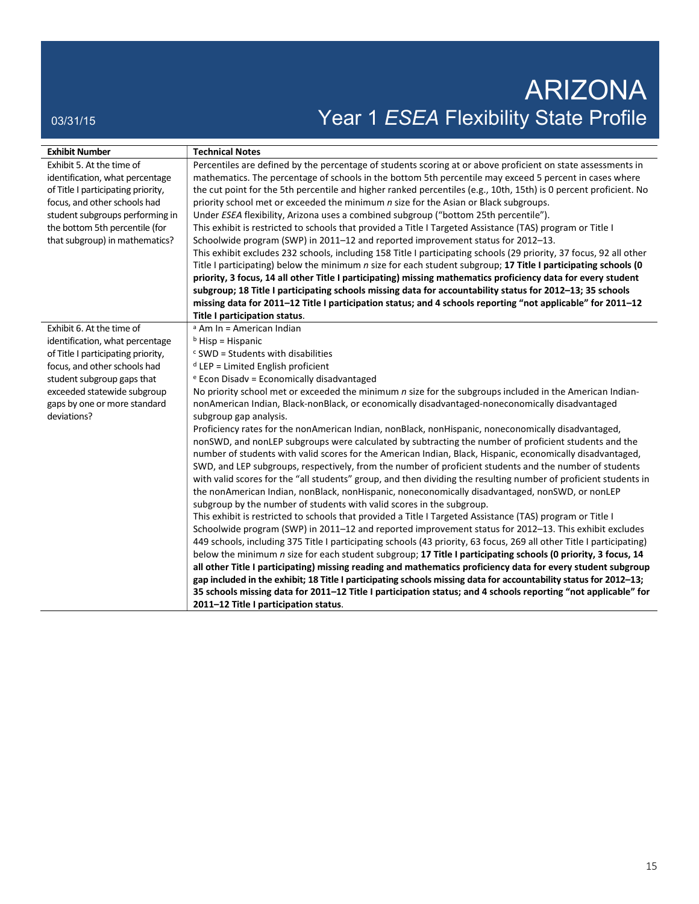| Exhibit Number | Technical Notes |
|---|---|
| Exhibit 5. At the time of identification, what percentage of Title I participating priority, focus, and other schools had student subgroups performing in the bottom 5th percentile (for that subgroup) in mathematics? | Percentiles are defined by the percentage of students scoring at or above proficient on state assessments in mathematics. The percentage of schools in the bottom 5th percentile may exceed 5 percent in cases where the cut point for the 5th percentile and higher ranked percentiles (e.g., 10th, 15th) is 0 percent proficient. No priority school met or exceeded the minimum *n* size for the Asian or Black subgroups.<br>Under *ESEA* flexibility, Arizona uses a combined subgroup ("bottom 25th percentile").<br>This exhibit is restricted to schools that provided a Title I Targeted Assistance (TAS) program or Title I Schoolwide program (SWP) in 2011–12 and reported improvement status for 2012–13.<br>This exhibit excludes 232 schools, including 158 Title I participating schools (29 priority, 37 focus, 92 all other Title I participating) below the minimum *n* size for each student subgroup; **17 Title I participating schools (0 priority, 3 focus, 14 all other Title I participating) missing mathematics proficiency data for every student subgroup; 18 Title I participating schools missing data for accountability status for 2012–13; 35 schools missing data for 2011–12 Title I participation status; and 4 schools reporting "not applicable" for 2011–12 Title I participation status**. |
| Exhibit 6. At the time of identification, what percentage of Title I participating priority, focus, and other schools had student subgroup gaps that exceeded statewide subgroup gaps by one or more standard deviations? | [a] Am In = American Indian<br>[b] Hisp = Hispanic<br>[c] SWD = Students with disabilities<br>[d] LEP = Limited English proficient<br>[e] Econ Disadv = Economically disadvantaged<br>No priority school met or exceeded the minimum *n* size for the subgroups included in the American Indian-nonAmerican Indian, Black-nonBlack, or economically disadvantaged-noneconomically disadvantaged subgroup gap analysis.<br>Proficiency rates for the nonAmerican Indian, nonBlack, nonHispanic, noneconomically disadvantaged, nonSWD, and nonLEP subgroups were calculated by subtracting the number of proficient students and the number of students with valid scores for the American Indian, Black, Hispanic, economically disadvantaged, SWD, and LEP subgroups, respectively, from the number of proficient students and the number of students with valid scores for the "all students" group, and then dividing the resulting number of proficient students in the nonAmerican Indian, nonBlack, nonHispanic, noneconomically disadvantaged, nonSWD, or nonLEP subgroup by the number of students with valid scores in the subgroup.<br>This exhibit is restricted to schools that provided a Title I Targeted Assistance (TAS) program or Title I Schoolwide program (SWP) in 2011–12 and reported improvement status for 2012–13. This exhibit excludes 449 schools, including 375 Title I participating schools (43 priority, 63 focus, 269 all other Title I participating) below the minimum *n* size for each student subgroup; **17 Title I participating schools (0 priority, 3 focus, 14 all other Title I participating) missing reading and mathematics proficiency data for every student subgroup gap included in the exhibit; 18 Title I participating schools missing data for accountability status for 2012–13; 35 schools missing data for 2011–12 Title I participation status; and 4 schools reporting "not applicable" for 2011–12 Title I participation status**. |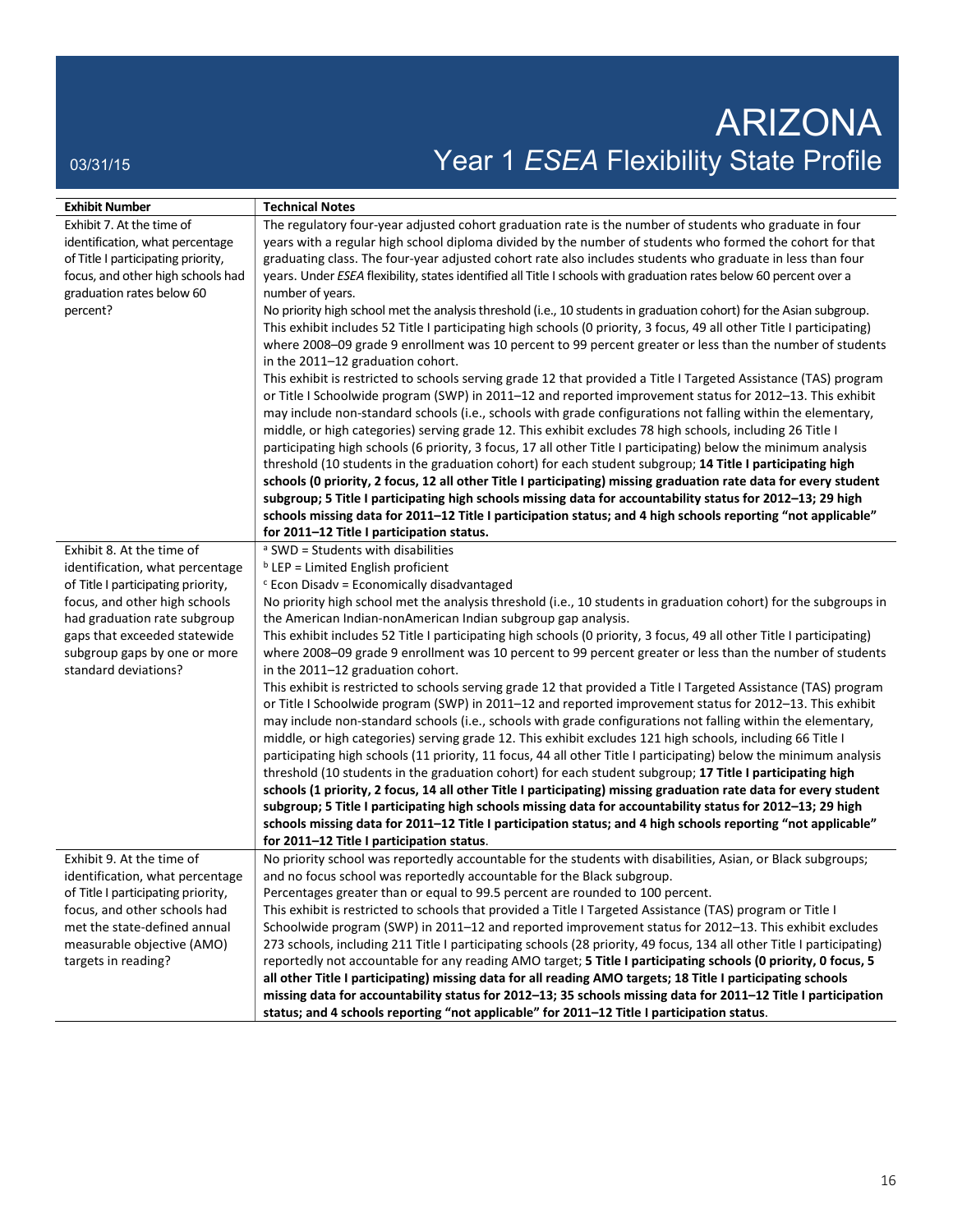# ARIZONA

## Year 1 *ESEA* Flexibility State Profile

03/31/15

| Exhibit Number | Technical Notes |
| --- | --- |
| Exhibit 7. At the time of identification, what percentage of Title I participating priority, focus, and other high schools had graduation rates below 60 percent? | The regulatory four-year adjusted cohort graduation rate is the number of students who graduate in four years with a regular high school diploma divided by the number of students who formed the cohort for that graduating class. The four-year adjusted cohort rate also includes students who graduate in less than four years. Under *ESEA* flexibility, states identified all Title I schools with graduation rates below 60 percent over a number of years.<br>No priority high school met the analysis threshold (i.e., 10 students in graduation cohort) for the Asian subgroup.<br>This exhibit includes 52 Title I participating high schools (0 priority, 3 focus, 49 all other Title I participating) where 2008–09 grade 9 enrollment was 10 percent to 99 percent greater or less than the number of students in the 2011–12 graduation cohort.<br>This exhibit is restricted to schools serving grade 12 that provided a Title I Targeted Assistance (TAS) program or Title I Schoolwide program (SWP) in 2011–12 and reported improvement status for 2012–13. This exhibit may include non-standard schools (i.e., schools with grade configurations not falling within the elementary, middle, or high categories) serving grade 12. This exhibit excludes 78 high schools, including 26 Title I participating high schools (6 priority, 3 focus, 17 all other Title I participating) below the minimum analysis threshold (10 students in the graduation cohort) for each student subgroup; **14 Title I participating high schools (0 priority, 2 focus, 12 all other Title I participating) missing graduation rate data for every student subgroup; 5 Title I participating high schools missing data for accountability status for 2012–13; 29 high schools missing data for 2011–12 Title I participation status; and 4 high schools reporting "not applicable" for 2011–12 Title I participation status.** |
| Exhibit 8. At the time of identification, what percentage of Title I participating priority, focus, and other high schools had graduation rate subgroup gaps that exceeded statewide subgroup gaps by one or more standard deviations? | [a] SWD = Students with disabilities<br>[b] LEP = Limited English proficient<br>[c] Econ Disadv = Economically disadvantaged<br>No priority high school met the analysis threshold (i.e., 10 students in graduation cohort) for the subgroups in the American Indian-nonAmerican Indian subgroup gap analysis.<br>This exhibit includes 52 Title I participating high schools (0 priority, 3 focus, 49 all other Title I participating) where 2008–09 grade 9 enrollment was 10 percent to 99 percent greater or less than the number of students in the 2011–12 graduation cohort.<br>This exhibit is restricted to schools serving grade 12 that provided a Title I Targeted Assistance (TAS) program or Title I Schoolwide program (SWP) in 2011–12 and reported improvement status for 2012–13. This exhibit may include non-standard schools (i.e., schools with grade configurations not falling within the elementary, middle, or high categories) serving grade 12. This exhibit excludes 121 high schools, including 66 Title I participating high schools (11 priority, 11 focus, 44 all other Title I participating) below the minimum analysis threshold (10 students in the graduation cohort) for each student subgroup; **17 Title I participating high schools (1 priority, 2 focus, 14 all other Title I participating) missing graduation rate data for every student subgroup; 5 Title I participating high schools missing data for accountability status for 2012–13; 29 high schools missing data for 2011–12 Title I participation status; and 4 high schools reporting "not applicable" for 2011–12 Title I participation status**. |
| Exhibit 9. At the time of identification, what percentage of Title I participating priority, focus, and other schools had met the state-defined annual measurable objective (AMO) targets in reading? | No priority school was reportedly accountable for the students with disabilities, Asian, or Black subgroups; and no focus school was reportedly accountable for the Black subgroup.<br>Percentages greater than or equal to 99.5 percent are rounded to 100 percent.<br>This exhibit is restricted to schools that provided a Title I Targeted Assistance (TAS) program or Title I Schoolwide program (SWP) in 2011–12 and reported improvement status for 2012–13. This exhibit excludes 273 schools, including 211 Title I participating schools (28 priority, 49 focus, 134 all other Title I participating) reportedly not accountable for any reading AMO target; **5 Title I participating schools (0 priority, 0 focus, 5 all other Title I participating) missing data for all reading AMO targets; 18 Title I participating schools missing data for accountability status for 2012–13; 35 schools missing data for 2011–12 Title I participation status; and 4 schools reporting "not applicable" for 2011–12 Title I participation status**. |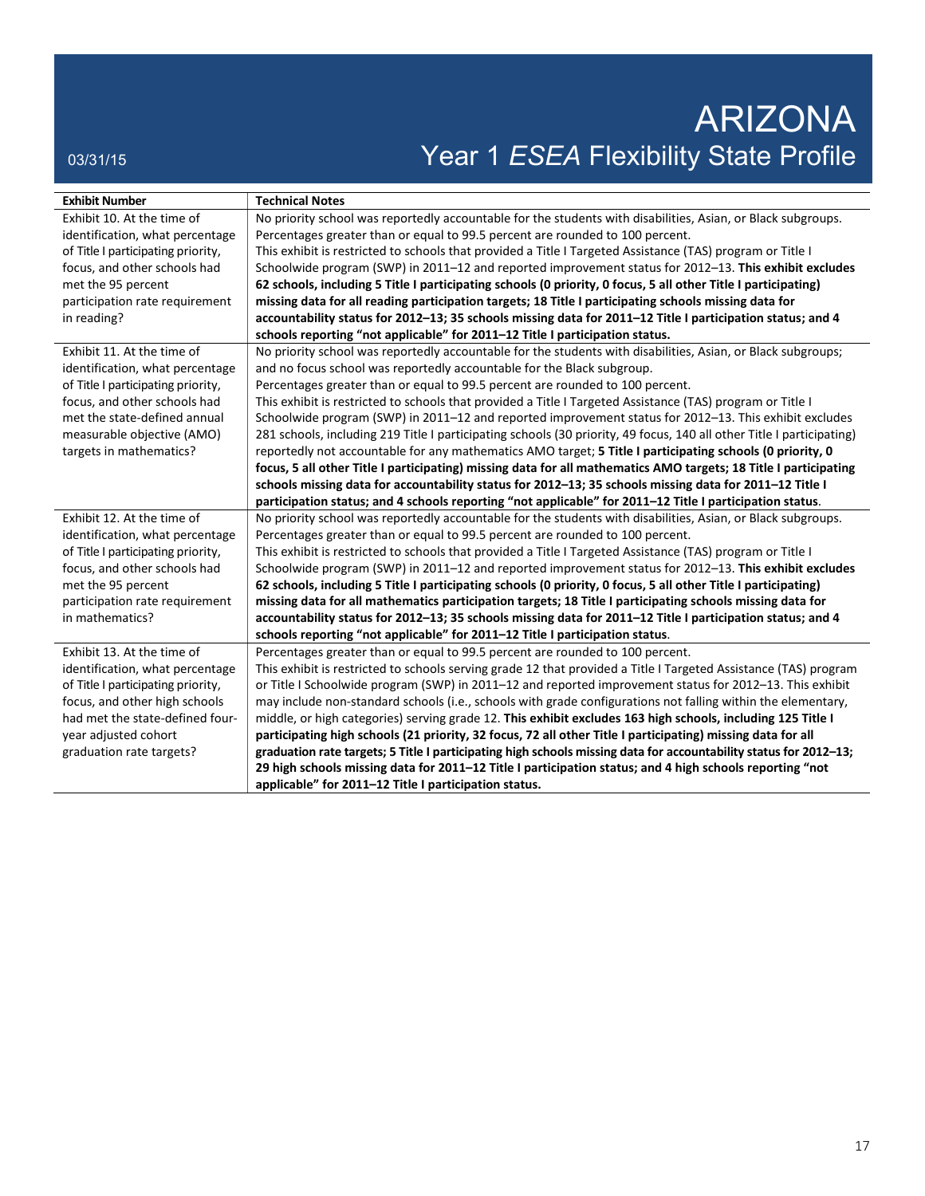| Exhibit Number | Technical Notes |
| --- | --- |
| Exhibit 10. At the time of identification, what percentage of Title I participating priority, focus, and other schools had met the 95 percent participation rate requirement in reading? | No priority school was reportedly accountable for the students with disabilities, Asian, or Black subgroups. Percentages greater than or equal to 99.5 percent are rounded to 100 percent. This exhibit is restricted to schools that provided a Title I Targeted Assistance (TAS) program or Title I Schoolwide program (SWP) in 2011–12 and reported improvement status for 2012–13. **This exhibit excludes 62 schools, including 5 Title I participating schools (0 priority, 0 focus, 5 all other Title I participating) missing data for all reading participation targets; 18 Title I participating schools missing data for accountability status for 2012–13; 35 schools missing data for 2011–12 Title I participation status; and 4 schools reporting "not applicable" for 2011–12 Title I participation status.** |
| Exhibit 11. At the time of identification, what percentage of Title I participating priority, focus, and other schools had met the state-defined annual measurable objective (AMO) targets in mathematics? | No priority school was reportedly accountable for the students with disabilities, Asian, or Black subgroups; and no focus school was reportedly accountable for the Black subgroup. Percentages greater than or equal to 99.5 percent are rounded to 100 percent. This exhibit is restricted to schools that provided a Title I Targeted Assistance (TAS) program or Title I Schoolwide program (SWP) in 2011–12 and reported improvement status for 2012–13. This exhibit excludes 281 schools, including 219 Title I participating schools (30 priority, 49 focus, 140 all other Title I participating) reportedly not accountable for any mathematics AMO target; **5 Title I participating schools (0 priority, 0 focus, 5 all other Title I participating) missing data for all mathematics AMO targets; 18 Title I participating schools missing data for accountability status for 2012–13; 35 schools missing data for 2011–12 Title I participation status; and 4 schools reporting "not applicable" for 2011–12 Title I participation status**. |
| Exhibit 12. At the time of identification, what percentage of Title I participating priority, focus, and other schools had met the 95 percent participation rate requirement in mathematics? | No priority school was reportedly accountable for the students with disabilities, Asian, or Black subgroups. Percentages greater than or equal to 99.5 percent are rounded to 100 percent. This exhibit is restricted to schools that provided a Title I Targeted Assistance (TAS) program or Title I Schoolwide program (SWP) in 2011–12 and reported improvement status for 2012–13. **This exhibit excludes 62 schools, including 5 Title I participating schools (0 priority, 0 focus, 5 all other Title I participating) missing data for all mathematics participation targets; 18 Title I participating schools missing data for accountability status for 2012–13; 35 schools missing data for 2011–12 Title I participation status; and 4 schools reporting "not applicable" for 2011–12 Title I participation status**. |
| Exhibit 13. At the time of identification, what percentage of Title I participating priority, focus, and other high schools had met the state-defined four-year adjusted cohort graduation rate targets? | Percentages greater than or equal to 99.5 percent are rounded to 100 percent. This exhibit is restricted to schools serving grade 12 that provided a Title I Targeted Assistance (TAS) program or Title I Schoolwide program (SWP) in 2011–12 and reported improvement status for 2012–13. This exhibit may include non-standard schools (i.e., schools with grade configurations not falling within the elementary, middle, or high categories) serving grade 12. **This exhibit excludes 163 high schools, including 125 Title I participating high schools (21 priority, 32 focus, 72 all other Title I participating) missing data for all graduation rate targets; 5 Title I participating high schools missing data for accountability status for 2012–13; 29 high schools missing data for 2011–12 Title I participation status; and 4 high schools reporting "not applicable" for 2011–12 Title I participation status.** |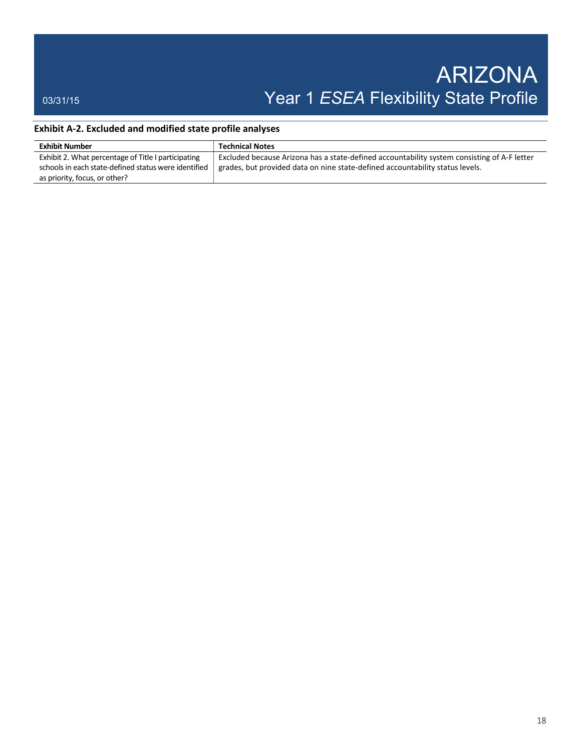**Exhibit A-2. Excluded and modified state profile analyses**

| Exhibit Number | Technical Notes |
|---|---|
| Exhibit 2. What percentage of Title I participating schools in each state-defined status were identified as priority, focus, or other? | Excluded because Arizona has a state-defined accountability system consisting of A-F letter grades, but provided data on nine state-defined accountability status levels. |